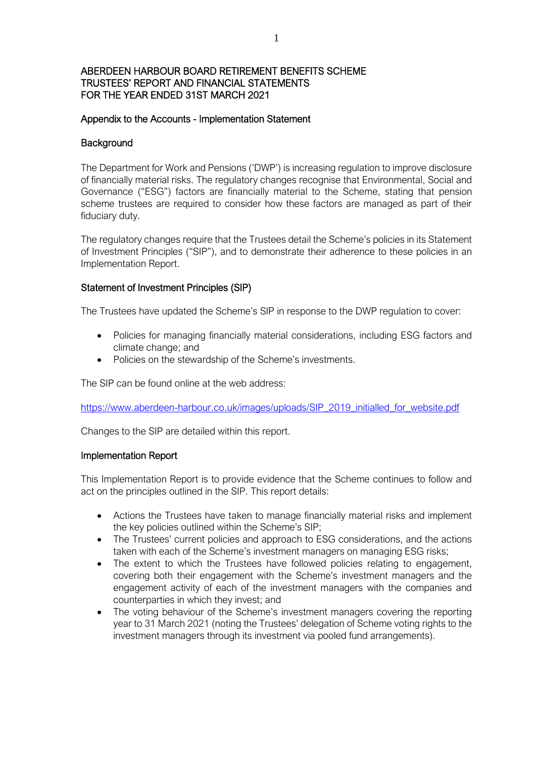# ABERDEEN HARBOUR BOARD RETIREMENT BENEFITS SCHEME
# TRUSTEES' REPORT AND FINANCIAL STATEMENTS
# FOR THE YEAR ENDED 31ST MARCH 2021

## Appendix to the Accounts - Implementation Statement

### Background

The Department for Work and Pensions ('DWP') is increasing regulation to improve disclosure of financially material risks. The regulatory changes recognise that Environmental, Social and Governance ("ESG") factors are financially material to the Scheme, stating that pension scheme trustees are required to consider how these factors are managed as part of their fiduciary duty.

The regulatory changes require that the Trustees detail the Scheme's policies in its Statement of Investment Principles ("SIP"), and to demonstrate their adherence to these policies in an Implementation Report.

### Statement of Investment Principles (SIP)

The Trustees have updated the Scheme's SIP in response to the DWP regulation to cover:

- Policies for managing financially material considerations, including ESG factors and climate change; and
- Policies on the stewardship of the Scheme's investments.

The SIP can be found online at the web address:

https://www.aberdeen-harbour.co.uk/images/uploads/SIP_2019_initialled_for_website.pdf

Changes to the SIP are detailed within this report.

### Implementation Report

This Implementation Report is to provide evidence that the Scheme continues to follow and act on the principles outlined in the SIP. This report details:

- Actions the Trustees have taken to manage financially material risks and implement the key policies outlined within the Scheme's SIP;
- The Trustees' current policies and approach to ESG considerations, and the actions taken with each of the Scheme's investment managers on managing ESG risks;
- The extent to which the Trustees have followed policies relating to engagement, covering both their engagement with the Scheme's investment managers and the engagement activity of each of the investment managers with the companies and counterparties in which they invest; and
- The voting behaviour of the Scheme's investment managers covering the reporting year to 31 March 2021 (noting the Trustees' delegation of Scheme voting rights to the investment managers through its investment via pooled fund arrangements).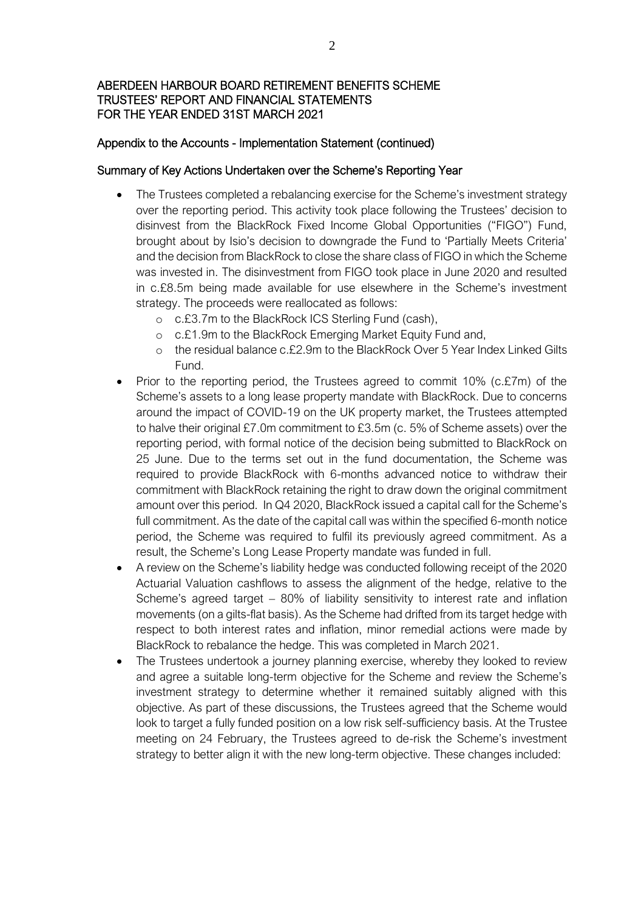ABERDEEN HARBOUR BOARD RETIREMENT BENEFITS SCHEME
TRUSTEES' REPORT AND FINANCIAL STATEMENTS
FOR THE YEAR ENDED 31ST MARCH 2021

## Appendix to the Accounts - Implementation Statement (continued)

### Summary of Key Actions Undertaken over the Scheme's Reporting Year

- The Trustees completed a rebalancing exercise for the Scheme's investment strategy over the reporting period. This activity took place following the Trustees' decision to disinvest from the BlackRock Fixed Income Global Opportunities ("FIGO") Fund, brought about by Isio's decision to downgrade the Fund to 'Partially Meets Criteria' and the decision from BlackRock to close the share class of FIGO in which the Scheme was invested in. The disinvestment from FIGO took place in June 2020 and resulted in c.£8.5m being made available for use elsewhere in the Scheme's investment strategy. The proceeds were reallocated as follows:
  - c.£3.7m to the BlackRock ICS Sterling Fund (cash),
  - c.£1.9m to the BlackRock Emerging Market Equity Fund and,
  - the residual balance c.£2.9m to the BlackRock Over 5 Year Index Linked Gilts Fund.
- Prior to the reporting period, the Trustees agreed to commit 10% (c.£7m) of the Scheme's assets to a long lease property mandate with BlackRock. Due to concerns around the impact of COVID-19 on the UK property market, the Trustees attempted to halve their original £7.0m commitment to £3.5m (c. 5% of Scheme assets) over the reporting period, with formal notice of the decision being submitted to BlackRock on 25 June. Due to the terms set out in the fund documentation, the Scheme was required to provide BlackRock with 6-months advanced notice to withdraw their commitment with BlackRock retaining the right to draw down the original commitment amount over this period. In Q4 2020, BlackRock issued a capital call for the Scheme's full commitment. As the date of the capital call was within the specified 6-month notice period, the Scheme was required to fulfil its previously agreed commitment. As a result, the Scheme's Long Lease Property mandate was funded in full.
- A review on the Scheme's liability hedge was conducted following receipt of the 2020 Actuarial Valuation cashflows to assess the alignment of the hedge, relative to the Scheme's agreed target – 80% of liability sensitivity to interest rate and inflation movements (on a gilts-flat basis). As the Scheme had drifted from its target hedge with respect to both interest rates and inflation, minor remedial actions were made by BlackRock to rebalance the hedge. This was completed in March 2021.
- The Trustees undertook a journey planning exercise, whereby they looked to review and agree a suitable long-term objective for the Scheme and review the Scheme's investment strategy to determine whether it remained suitably aligned with this objective. As part of these discussions, the Trustees agreed that the Scheme would look to target a fully funded position on a low risk self-sufficiency basis. At the Trustee meeting on 24 February, the Trustees agreed to de-risk the Scheme's investment strategy to better align it with the new long-term objective. These changes included: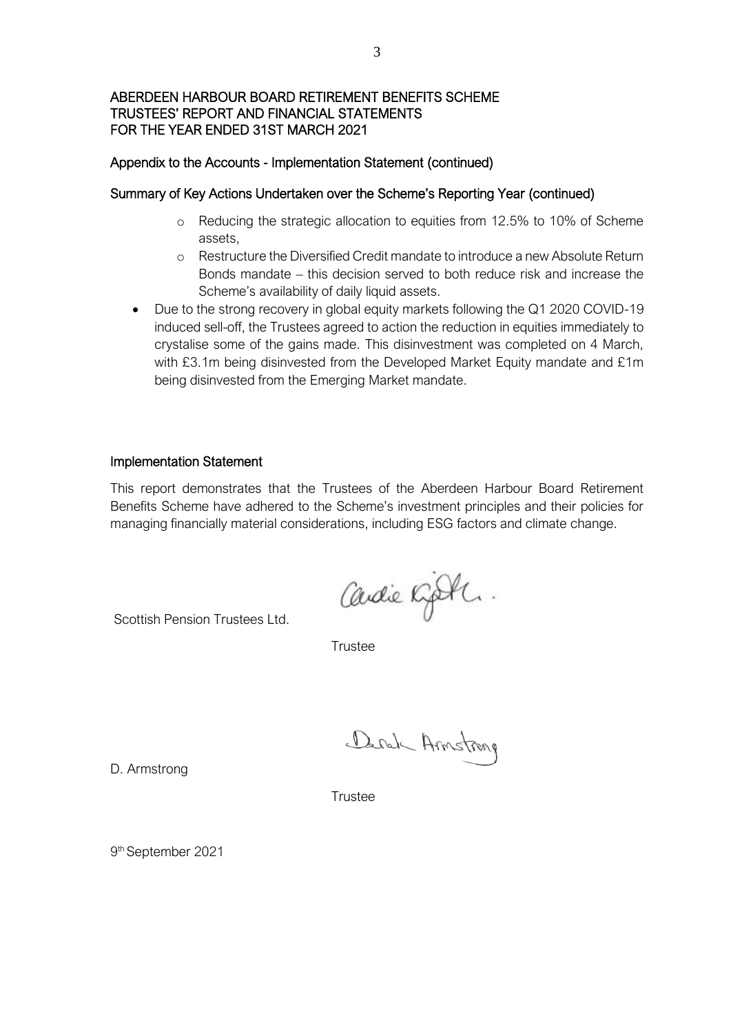ABERDEEN HARBOUR BOARD RETIREMENT BENEFITS SCHEME
TRUSTEES' REPORT AND FINANCIAL STATEMENTS
FOR THE YEAR ENDED 31ST MARCH 2021

## Appendix to the Accounts - Implementation Statement (continued)

### Summary of Key Actions Undertaken over the Scheme's Reporting Year (continued)

  - Reducing the strategic allocation to equities from 12.5% to 10% of Scheme assets,
  - Restructure the Diversified Credit mandate to introduce a new Absolute Return Bonds mandate – this decision served to both reduce risk and increase the Scheme's availability of daily liquid assets.

- Due to the strong recovery in global equity markets following the Q1 2020 COVID-19 induced sell-off, the Trustees agreed to action the reduction in equities immediately to crystalise some of the gains made. This disinvestment was completed on 4 March, with £3.1m being disinvested from the Developed Market Equity mandate and £1m being disinvested from the Emerging Market mandate.

### Implementation Statement

This report demonstrates that the Trustees of the Aberdeen Harbour Board Retirement Benefits Scheme have adhered to the Scheme's investment principles and their policies for managing financially material considerations, including ESG factors and climate change.

Scottish Pension Trustees Ltd.

Trustee

D. Armstrong

Trustee

9th September 2021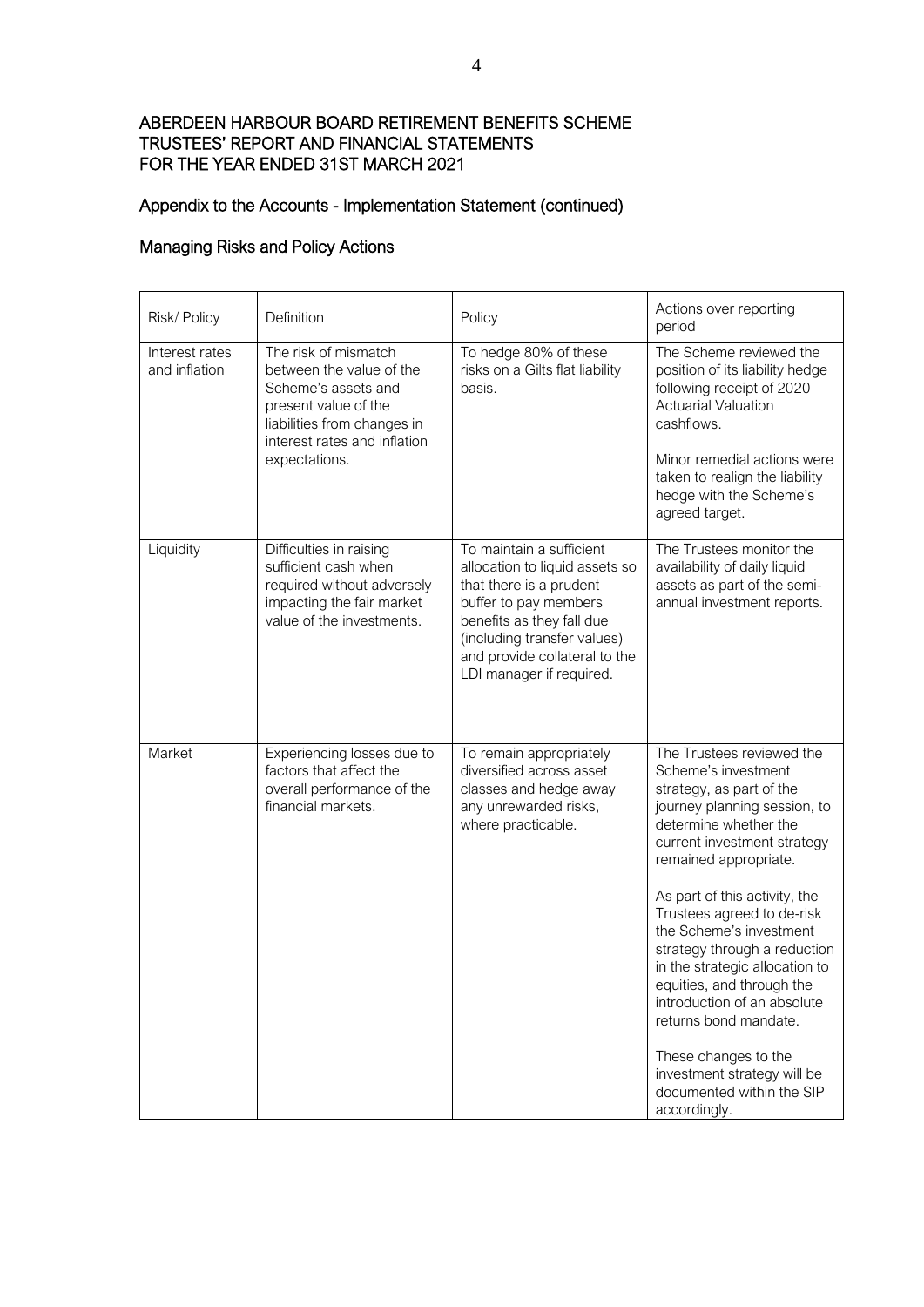ABERDEEN HARBOUR BOARD RETIREMENT BENEFITS SCHEME
TRUSTEES' REPORT AND FINANCIAL STATEMENTS
FOR THE YEAR ENDED 31ST MARCH 2021

## Appendix to the Accounts - Implementation Statement (continued)

## Managing Risks and Policy Actions

| Risk/ Policy | Definition | Policy | Actions over reporting period |
|---|---|---|---|
| Interest rates and inflation | The risk of mismatch between the value of the Scheme's assets and present value of the liabilities from changes in interest rates and inflation expectations. | To hedge 80% of these risks on a Gilts flat liability basis. | The Scheme reviewed the position of its liability hedge following receipt of 2020 Actuarial Valuation cashflows.<br><br>Minor remedial actions were taken to realign the liability hedge with the Scheme's agreed target. |
| Liquidity | Difficulties in raising sufficient cash when required without adversely impacting the fair market value of the investments. | To maintain a sufficient allocation to liquid assets so that there is a prudent buffer to pay members benefits as they fall due (including transfer values) and provide collateral to the LDI manager if required. | The Trustees monitor the availability of daily liquid assets as part of the semi-annual investment reports. |
| Market | Experiencing losses due to factors that affect the overall performance of the financial markets. | To remain appropriately diversified across asset classes and hedge away any unrewarded risks, where practicable. | The Trustees reviewed the Scheme's investment strategy, as part of the journey planning session, to determine whether the current investment strategy remained appropriate.<br><br>As part of this activity, the Trustees agreed to de-risk the Scheme's investment strategy through a reduction in the strategic allocation to equities, and through the introduction of an absolute returns bond mandate.<br><br>These changes to the investment strategy will be documented within the SIP accordingly. |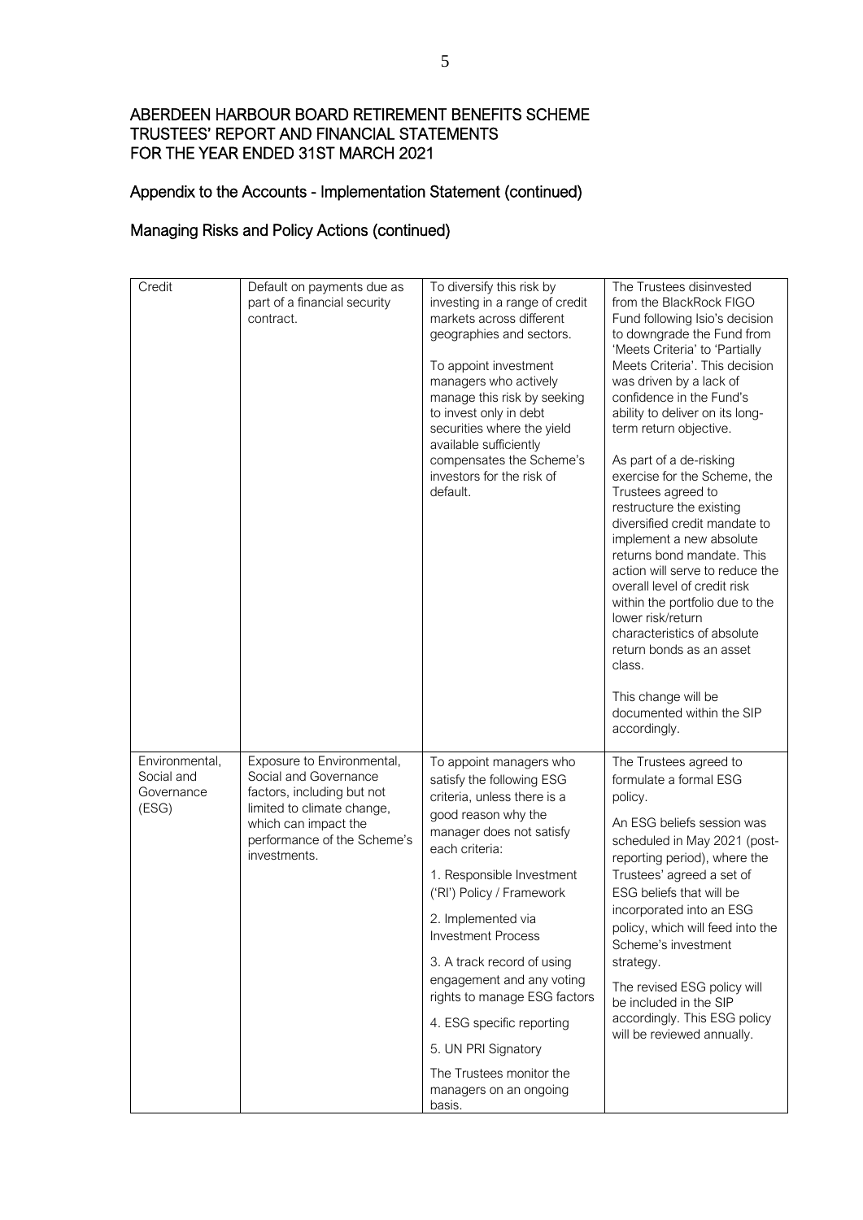# ABERDEEN HARBOUR BOARD RETIREMENT BENEFITS SCHEME
# TRUSTEES' REPORT AND FINANCIAL STATEMENTS
# FOR THE YEAR ENDED 31ST MARCH 2021

## Appendix to the Accounts - Implementation Statement (continued)

## Managing Risks and Policy Actions (continued)

| | | | |
|---|---|---|---|
| Credit | Default on payments due as part of a financial security contract. | To diversify this risk by investing in a range of credit markets across different geographies and sectors.<br><br>To appoint investment managers who actively manage this risk by seeking to invest only in debt securities where the yield available sufficiently compensates the Scheme's investors for the risk of default. | The Trustees disinvested from the BlackRock FIGO Fund following Isio's decision to downgrade the Fund from 'Meets Criteria' to 'Partially Meets Criteria'. This decision was driven by a lack of confidence in the Fund's ability to deliver on its long-term return objective.<br><br>As part of a de-risking exercise for the Scheme, the Trustees agreed to restructure the existing diversified credit mandate to implement a new absolute returns bond mandate. This action will serve to reduce the overall level of credit risk within the portfolio due to the lower risk/return characteristics of absolute return bonds as an asset class.<br><br>This change will be documented within the SIP accordingly. |
| Environmental, Social and Governance (ESG) | Exposure to Environmental, Social and Governance factors, including but not limited to climate change, which can impact the performance of the Scheme's investments. | To appoint managers who satisfy the following ESG criteria, unless there is a good reason why the manager does not satisfy each criteria:<br><br>1. Responsible Investment ('RI') Policy / Framework<br><br>2. Implemented via Investment Process<br><br>3. A track record of using engagement and any voting rights to manage ESG factors<br><br>4. ESG specific reporting<br><br>5. UN PRI Signatory<br><br>The Trustees monitor the managers on an ongoing basis. | The Trustees agreed to formulate a formal ESG policy.<br><br>An ESG beliefs session was scheduled in May 2021 (post-reporting period), where the Trustees' agreed a set of ESG beliefs that will be incorporated into an ESG policy, which will feed into the Scheme's investment strategy.<br><br>The revised ESG policy will be included in the SIP accordingly. This ESG policy will be reviewed annually. |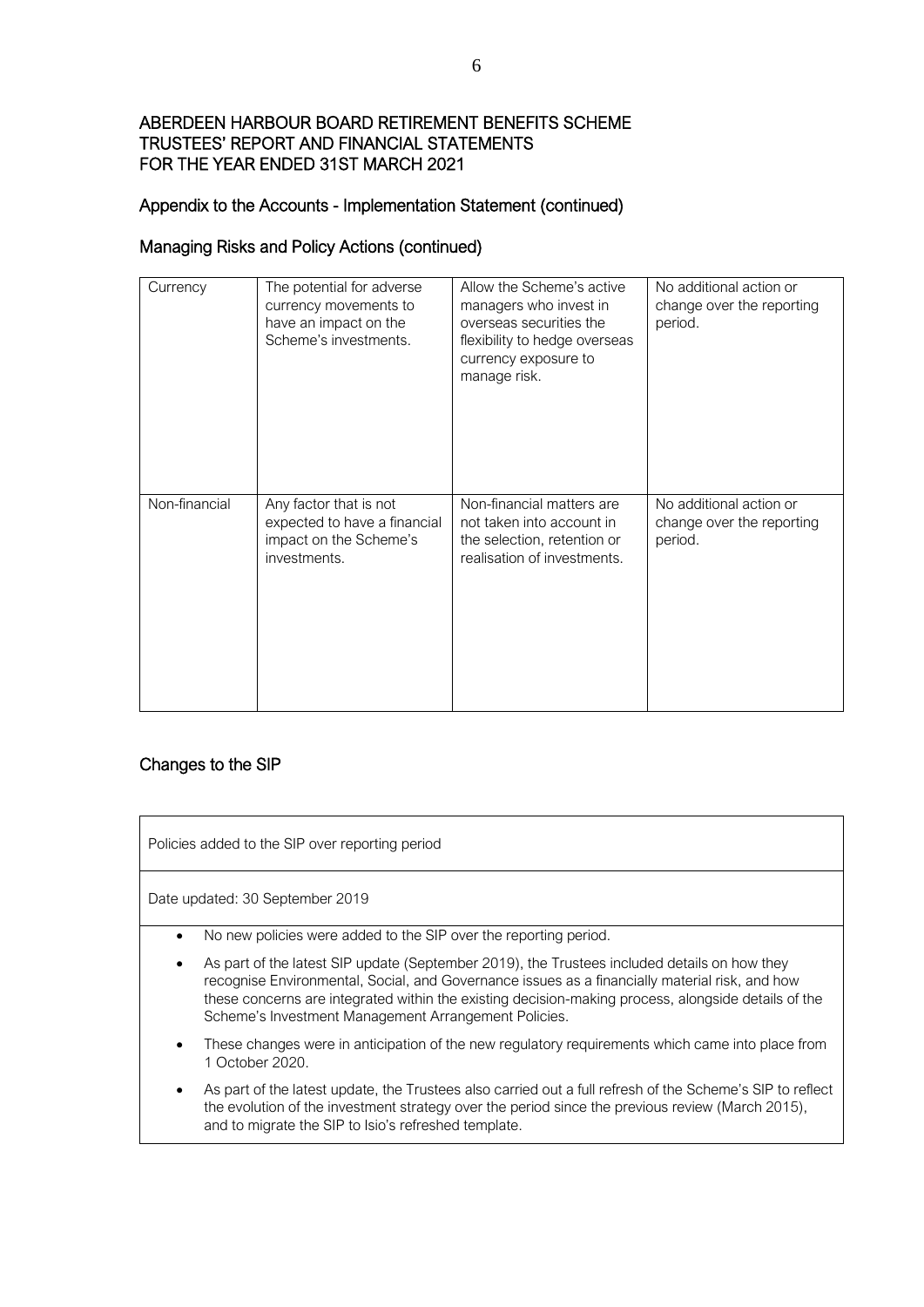ABERDEEN HARBOUR BOARD RETIREMENT BENEFITS SCHEME
TRUSTEES' REPORT AND FINANCIAL STATEMENTS
FOR THE YEAR ENDED 31ST MARCH 2021

## Appendix to the Accounts - Implementation Statement (continued)

## Managing Risks and Policy Actions (continued)

| | | | |
|---|---|---|---|
| Currency | The potential for adverse currency movements to have an impact on the Scheme's investments. | Allow the Scheme's active managers who invest in overseas securities the flexibility to hedge overseas currency exposure to manage risk. | No additional action or change over the reporting period. |
| Non-financial | Any factor that is not expected to have a financial impact on the Scheme's investments. | Non-financial matters are not taken into account in the selection, retention or realisation of investments. | No additional action or change over the reporting period. |

## Changes to the SIP

| Policies added to the SIP over reporting period |
|---|
| Date updated: 30 September 2019 |
| • No new policies were added to the SIP over the reporting period.<br>• As part of the latest SIP update (September 2019), the Trustees included details on how they recognise Environmental, Social, and Governance issues as a financially material risk, and how these concerns are integrated within the existing decision-making process, alongside details of the Scheme's Investment Management Arrangement Policies.<br>• These changes were in anticipation of the new regulatory requirements which came into place from 1 October 2020.<br>• As part of the latest update, the Trustees also carried out a full refresh of the Scheme's SIP to reflect the evolution of the investment strategy over the period since the previous review (March 2015), and to migrate the SIP to Isio's refreshed template. |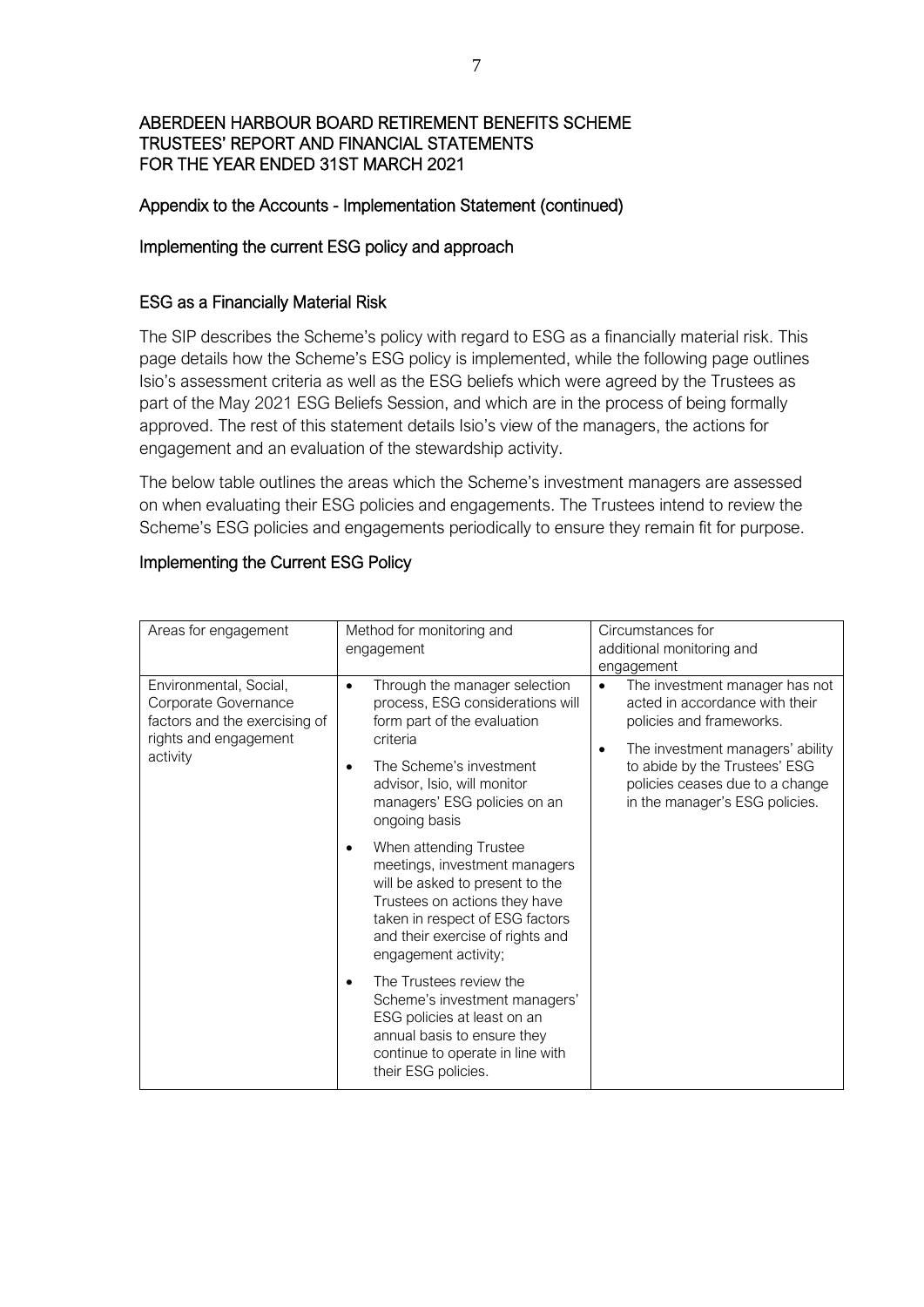ABERDEEN HARBOUR BOARD RETIREMENT BENEFITS SCHEME
TRUSTEES' REPORT AND FINANCIAL STATEMENTS
FOR THE YEAR ENDED 31ST MARCH 2021

## Appendix to the Accounts - Implementation Statement (continued)

## Implementing the current ESG policy and approach

### ESG as a Financially Material Risk

The SIP describes the Scheme's policy with regard to ESG as a financially material risk. This page details how the Scheme's ESG policy is implemented, while the following page outlines Isio's assessment criteria as well as the ESG beliefs which were agreed by the Trustees as part of the May 2021 ESG Beliefs Session, and which are in the process of being formally approved. The rest of this statement details Isio's view of the managers, the actions for engagement and an evaluation of the stewardship activity.

The below table outlines the areas which the Scheme's investment managers are assessed on when evaluating their ESG policies and engagements. The Trustees intend to review the Scheme's ESG policies and engagements periodically to ensure they remain fit for purpose.

### Implementing the Current ESG Policy

| Areas for engagement | Method for monitoring and engagement | Circumstances for additional monitoring and engagement |
|---|---|---|
| Environmental, Social, Corporate Governance factors and the exercising of rights and engagement activity | • Through the manager selection process, ESG considerations will form part of the evaluation criteria<br>• The Scheme's investment advisor, Isio, will monitor managers' ESG policies on an ongoing basis<br>• When attending Trustee meetings, investment managers will be asked to present to the Trustees on actions they have taken in respect of ESG factors and their exercise of rights and engagement activity;<br>• The Trustees review the Scheme's investment managers' ESG policies at least on an annual basis to ensure they continue to operate in line with their ESG policies. | • The investment manager has not acted in accordance with their policies and frameworks.<br>• The investment managers' ability to abide by the Trustees' ESG policies ceases due to a change in the manager's ESG policies. |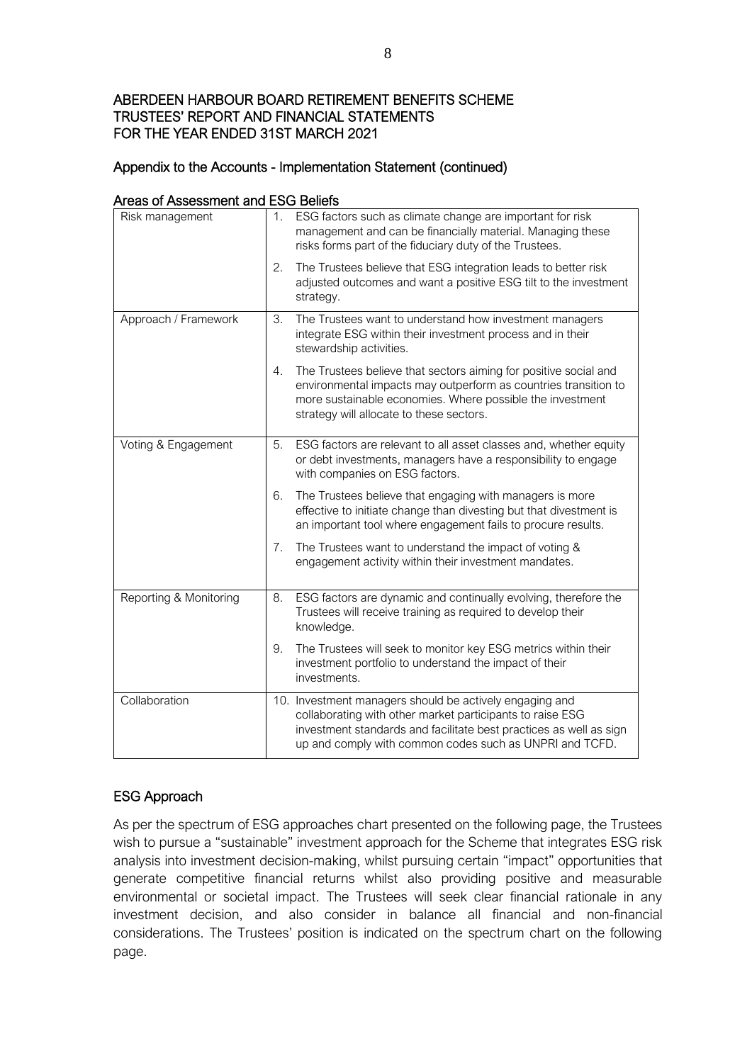## ABERDEEN HARBOUR BOARD RETIREMENT BENEFITS SCHEME
## TRUSTEES' REPORT AND FINANCIAL STATEMENTS
## FOR THE YEAR ENDED 31ST MARCH 2021

### Appendix to the Accounts - Implementation Statement (continued)

### Areas of Assessment and ESG Beliefs

| | |
|---|---|
| Risk management | 1. ESG factors such as climate change are important for risk management and can be financially material. Managing these risks forms part of the fiduciary duty of the Trustees.<br><br>2. The Trustees believe that ESG integration leads to better risk adjusted outcomes and want a positive ESG tilt to the investment strategy. |
| Approach / Framework | 3. The Trustees want to understand how investment managers integrate ESG within their investment process and in their stewardship activities.<br><br>4. The Trustees believe that sectors aiming for positive social and environmental impacts may outperform as countries transition to more sustainable economies. Where possible the investment strategy will allocate to these sectors. |
| Voting & Engagement | 5. ESG factors are relevant to all asset classes and, whether equity or debt investments, managers have a responsibility to engage with companies on ESG factors.<br><br>6. The Trustees believe that engaging with managers is more effective to initiate change than divesting but that divestment is an important tool where engagement fails to procure results.<br><br>7. The Trustees want to understand the impact of voting & engagement activity within their investment mandates. |
| Reporting & Monitoring | 8. ESG factors are dynamic and continually evolving, therefore the Trustees will receive training as required to develop their knowledge.<br><br>9. The Trustees will seek to monitor key ESG metrics within their investment portfolio to understand the impact of their investments. |
| Collaboration | 10. Investment managers should be actively engaging and collaborating with other market participants to raise ESG investment standards and facilitate best practices as well as sign up and comply with common codes such as UNPRI and TCFD. |

### ESG Approach

As per the spectrum of ESG approaches chart presented on the following page, the Trustees wish to pursue a "sustainable" investment approach for the Scheme that integrates ESG risk analysis into investment decision-making, whilst pursuing certain "impact" opportunities that generate competitive financial returns whilst also providing positive and measurable environmental or societal impact. The Trustees will seek clear financial rationale in any investment decision, and also consider in balance all financial and non-financial considerations. The Trustees' position is indicated on the spectrum chart on the following page.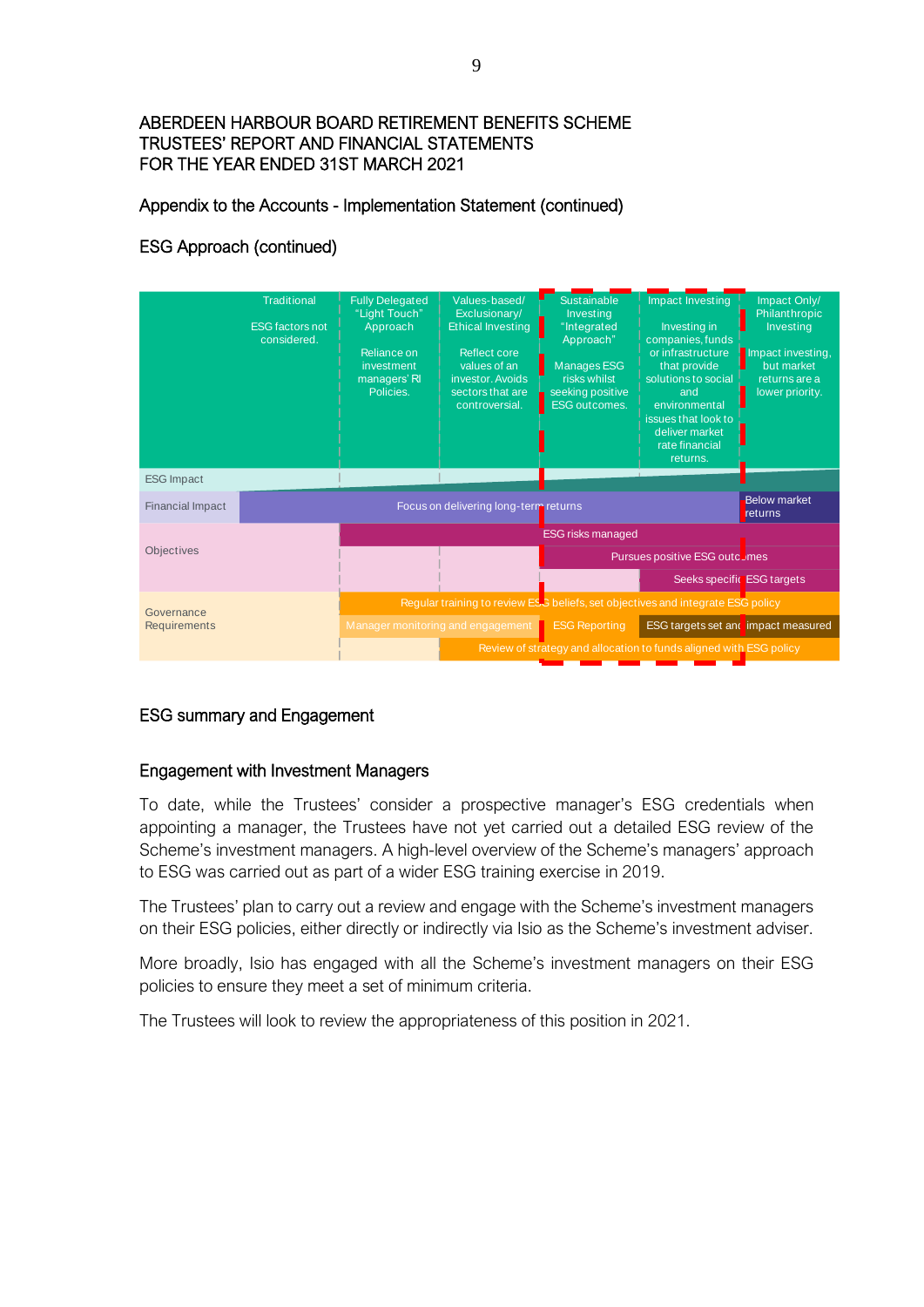ABERDEEN HARBOUR BOARD RETIREMENT BENEFITS SCHEME
TRUSTEES' REPORT AND FINANCIAL STATEMENTS
FOR THE YEAR ENDED 31ST MARCH 2021

## Appendix to the Accounts - Implementation Statement (continued)

### ESG Approach (continued)

Traditional
ESG factors not considered.

Fully Delegated "Light Touch" Approach
Reliance on investment managers' RI Policies.

Values-based/ Exclusionary/ Ethical Investing
Reflect core values of an investor. Avoids sectors that are controversial.

Sustainable Investing "Integrated Approach"
Manages ESG risks whilst seeking positive ESG outcomes.

Impact Investing
Investing in companies, funds or infrastructure that provide solutions to social and environmental issues that look to deliver market rate financial returns.

Impact Only/ Philanthropic Investing
Impact investing, but market returns are a lower priority.

ESG Impact

Financial Impact
Focus on delivering long-term returns
Below market returns

Objectives
ESG risks managed
Pursues positive ESG outcomes
Seeks specific ESG targets

Governance Requirements
Regular training to review ESG beliefs, set objectives and integrate ESG policy
Manager monitoring and engagement
ESG Reporting
ESG targets set and impact measured
Review of strategy and allocation to funds aligned with ESG policy

## ESG summary and Engagement

### Engagement with Investment Managers

To date, while the Trustees' consider a prospective manager's ESG credentials when appointing a manager, the Trustees have not yet carried out a detailed ESG review of the Scheme's investment managers. A high-level overview of the Scheme's managers' approach to ESG was carried out as part of a wider ESG training exercise in 2019.

The Trustees' plan to carry out a review and engage with the Scheme's investment managers on their ESG policies, either directly or indirectly via Isio as the Scheme's investment adviser.

More broadly, Isio has engaged with all the Scheme's investment managers on their ESG policies to ensure they meet a set of minimum criteria.

The Trustees will look to review the appropriateness of this position in 2021.